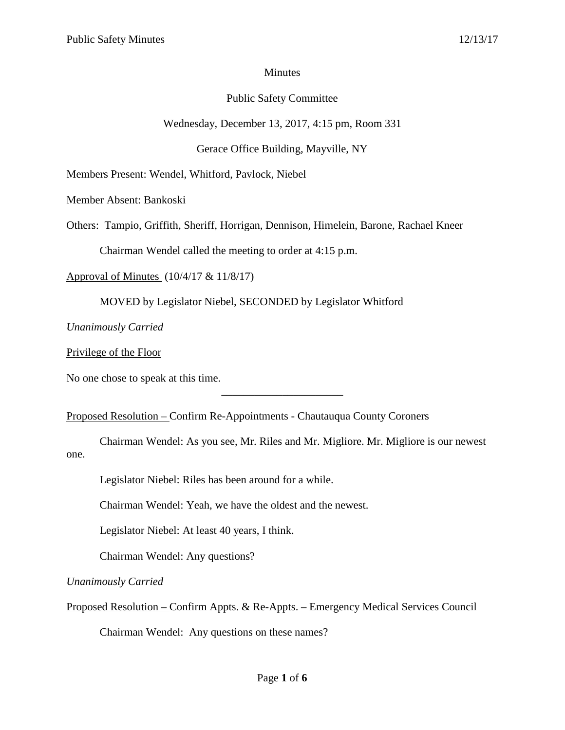Minutes

Public Safety Committee

Wednesday, December 13, 2017, 4:15 pm, Room 331

Gerace Office Building, Mayville, NY

Members Present: Wendel, Whitford, Pavlock, Niebel

Member Absent: Bankoski

Others: Tampio, Griffith, Sheriff, Horrigan, Dennison, Himelein, Barone, Rachael Kneer

Chairman Wendel called the meeting to order at 4:15 p.m.

<u>Approval of Minutes</u> (10/4/17 & 11/8/17)

MOVED by Legislator Niebel, SECONDED by Legislator Whitford

*Unanimously Carried*

<u>Privilege of the Floor</u>

No one chose to speak at this time.

---

<u>Proposed Resolution –</u> Confirm Re-Appointments - Chautauqua County Coroners

Chairman Wendel: As you see, Mr. Riles and Mr. Migliore. Mr. Migliore is our newest one.

Legislator Niebel: Riles has been around for a while.

Chairman Wendel: Yeah, we have the oldest and the newest.

Legislator Niebel: At least 40 years, I think.

Chairman Wendel: Any questions?

*Unanimously Carried*

<u>Proposed Resolution –</u> Confirm Appts. & Re-Appts. – Emergency Medical Services Council

Chairman Wendel: Any questions on these names?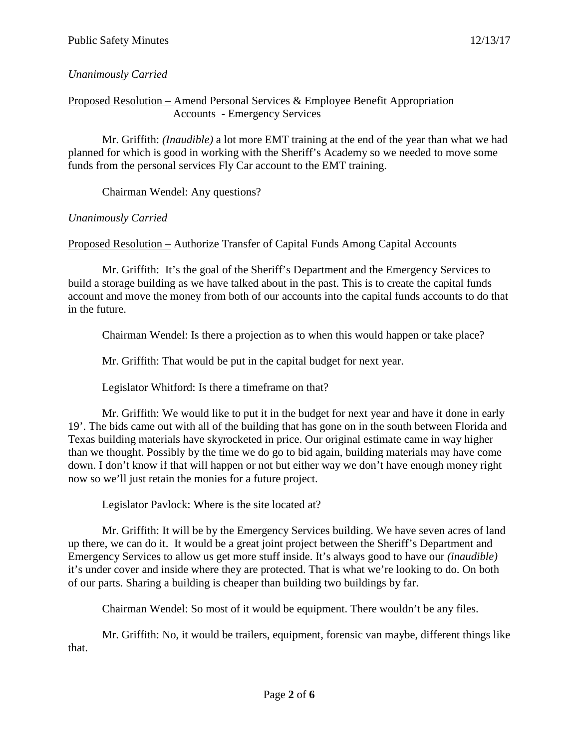*Unanimously Carried*

Proposed Resolution – Amend Personal Services & Employee Benefit Appropriation Accounts - Emergency Services

Mr. Griffith: *(Inaudible)* a lot more EMT training at the end of the year than what we had planned for which is good in working with the Sheriff's Academy so we needed to move some funds from the personal services Fly Car account to the EMT training.

Chairman Wendel: Any questions?

*Unanimously Carried*

Proposed Resolution – Authorize Transfer of Capital Funds Among Capital Accounts

Mr. Griffith: It's the goal of the Sheriff's Department and the Emergency Services to build a storage building as we have talked about in the past. This is to create the capital funds account and move the money from both of our accounts into the capital funds accounts to do that in the future.

Chairman Wendel: Is there a projection as to when this would happen or take place?

Mr. Griffith: That would be put in the capital budget for next year.

Legislator Whitford: Is there a timeframe on that?

Mr. Griffith: We would like to put it in the budget for next year and have it done in early 19'. The bids came out with all of the building that has gone on in the south between Florida and Texas building materials have skyrocketed in price. Our original estimate came in way higher than we thought. Possibly by the time we do go to bid again, building materials may have come down. I don't know if that will happen or not but either way we don't have enough money right now so we'll just retain the monies for a future project.

Legislator Pavlock: Where is the site located at?

Mr. Griffith: It will be by the Emergency Services building. We have seven acres of land up there, we can do it. It would be a great joint project between the Sheriff's Department and Emergency Services to allow us get more stuff inside. It's always good to have our *(inaudible)* it's under cover and inside where they are protected. That is what we're looking to do. On both of our parts. Sharing a building is cheaper than building two buildings by far.

Chairman Wendel: So most of it would be equipment. There wouldn't be any files.

Mr. Griffith: No, it would be trailers, equipment, forensic van maybe, different things like that.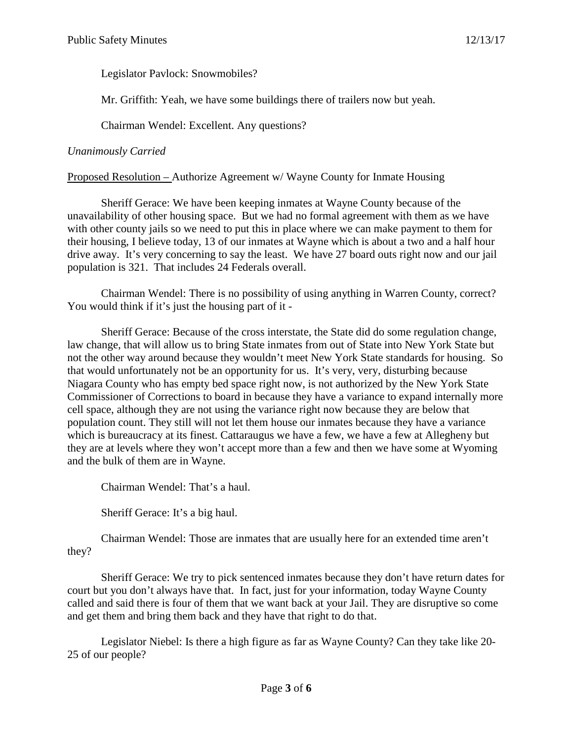Legislator Pavlock: Snowmobiles?

Mr. Griffith: Yeah, we have some buildings there of trailers now but yeah.

Chairman Wendel: Excellent. Any questions?

*Unanimously Carried*

<u>Proposed Resolution –</u> Authorize Agreement w/ Wayne County for Inmate Housing

Sheriff Gerace: We have been keeping inmates at Wayne County because of the unavailability of other housing space. But we had no formal agreement with them as we have with other county jails so we need to put this in place where we can make payment to them for their housing, I believe today, 13 of our inmates at Wayne which is about a two and a half hour drive away. It's very concerning to say the least. We have 27 board outs right now and our jail population is 321. That includes 24 Federals overall.

Chairman Wendel: There is no possibility of using anything in Warren County, correct? You would think if it's just the housing part of it -

Sheriff Gerace: Because of the cross interstate, the State did do some regulation change, law change, that will allow us to bring State inmates from out of State into New York State but not the other way around because they wouldn't meet New York State standards for housing. So that would unfortunately not be an opportunity for us. It's very, very, disturbing because Niagara County who has empty bed space right now, is not authorized by the New York State Commissioner of Corrections to board in because they have a variance to expand internally more cell space, although they are not using the variance right now because they are below that population count. They still will not let them house our inmates because they have a variance which is bureaucracy at its finest. Cattaraugus we have a few, we have a few at Allegheny but they are at levels where they won't accept more than a few and then we have some at Wyoming and the bulk of them are in Wayne.

Chairman Wendel: That's a haul.

Sheriff Gerace: It's a big haul.

Chairman Wendel: Those are inmates that are usually here for an extended time aren't they?

Sheriff Gerace: We try to pick sentenced inmates because they don't have return dates for court but you don't always have that. In fact, just for your information, today Wayne County called and said there is four of them that we want back at your Jail. They are disruptive so come and get them and bring them back and they have that right to do that.

Legislator Niebel: Is there a high figure as far as Wayne County? Can they take like 20-25 of our people?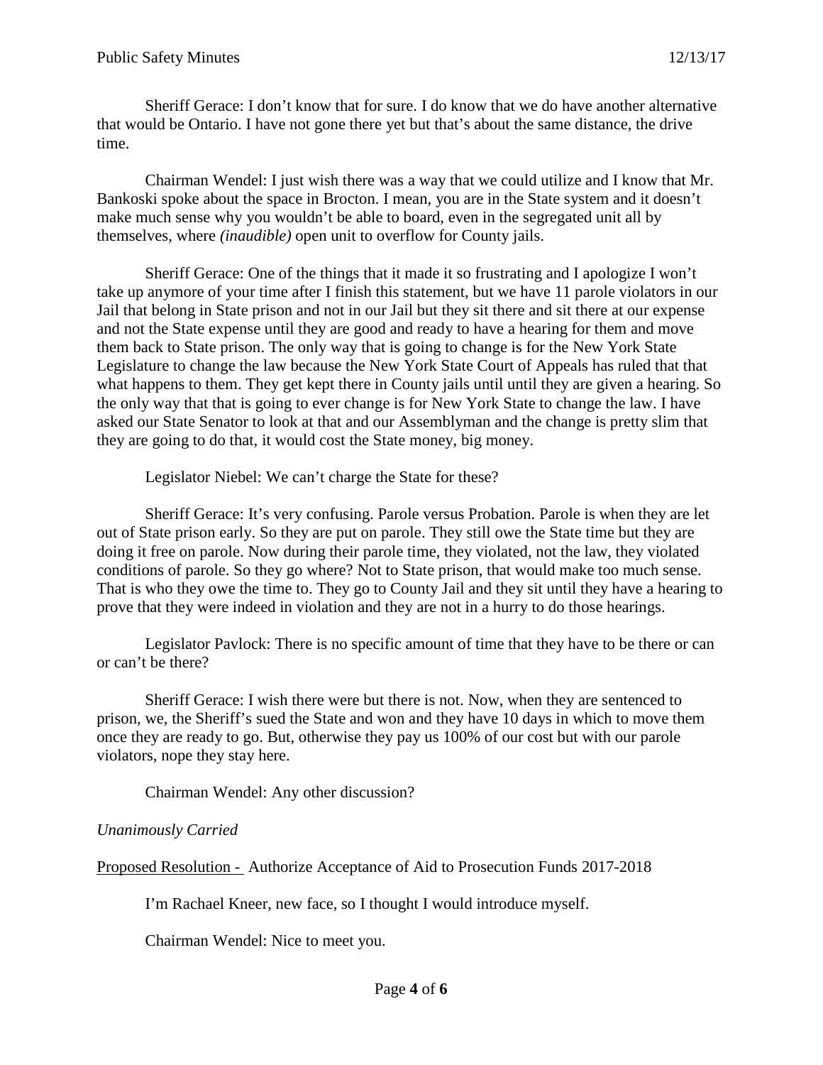Sheriff Gerace: I don't know that for sure. I do know that we do have another alternative that would be Ontario. I have not gone there yet but that's about the same distance, the drive time.

Chairman Wendel: I just wish there was a way that we could utilize and I know that Mr. Bankoski spoke about the space in Brocton. I mean, you are in the State system and it doesn't make much sense why you wouldn't be able to board, even in the segregated unit all by themselves, where *(inaudible)* open unit to overflow for County jails.

Sheriff Gerace: One of the things that it made it so frustrating and I apologize I won't take up anymore of your time after I finish this statement, but we have 11 parole violators in our Jail that belong in State prison and not in our Jail but they sit there and sit there at our expense and not the State expense until they are good and ready to have a hearing for them and move them back to State prison. The only way that is going to change is for the New York State Legislature to change the law because the New York State Court of Appeals has ruled that that what happens to them. They get kept there in County jails until until they are given a hearing. So the only way that that is going to ever change is for New York State to change the law. I have asked our State Senator to look at that and our Assemblyman and the change is pretty slim that they are going to do that, it would cost the State money, big money.

Legislator Niebel: We can't charge the State for these?

Sheriff Gerace: It's very confusing. Parole versus Probation. Parole is when they are let out of State prison early. So they are put on parole. They still owe the State time but they are doing it free on parole. Now during their parole time, they violated, not the law, they violated conditions of parole. So they go where? Not to State prison, that would make too much sense. That is who they owe the time to. They go to County Jail and they sit until they have a hearing to prove that they were indeed in violation and they are not in a hurry to do those hearings.

Legislator Pavlock: There is no specific amount of time that they have to be there or can or can't be there?

Sheriff Gerace: I wish there were but there is not. Now, when they are sentenced to prison, we, the Sheriff's sued the State and won and they have 10 days in which to move them once they are ready to go. But, otherwise they pay us 100% of our cost but with our parole violators, nope they stay here.

Chairman Wendel: Any other discussion?

*Unanimously Carried*

Proposed Resolution - Authorize Acceptance of Aid to Prosecution Funds 2017-2018

I'm Rachael Kneer, new face, so I thought I would introduce myself.

Chairman Wendel: Nice to meet you.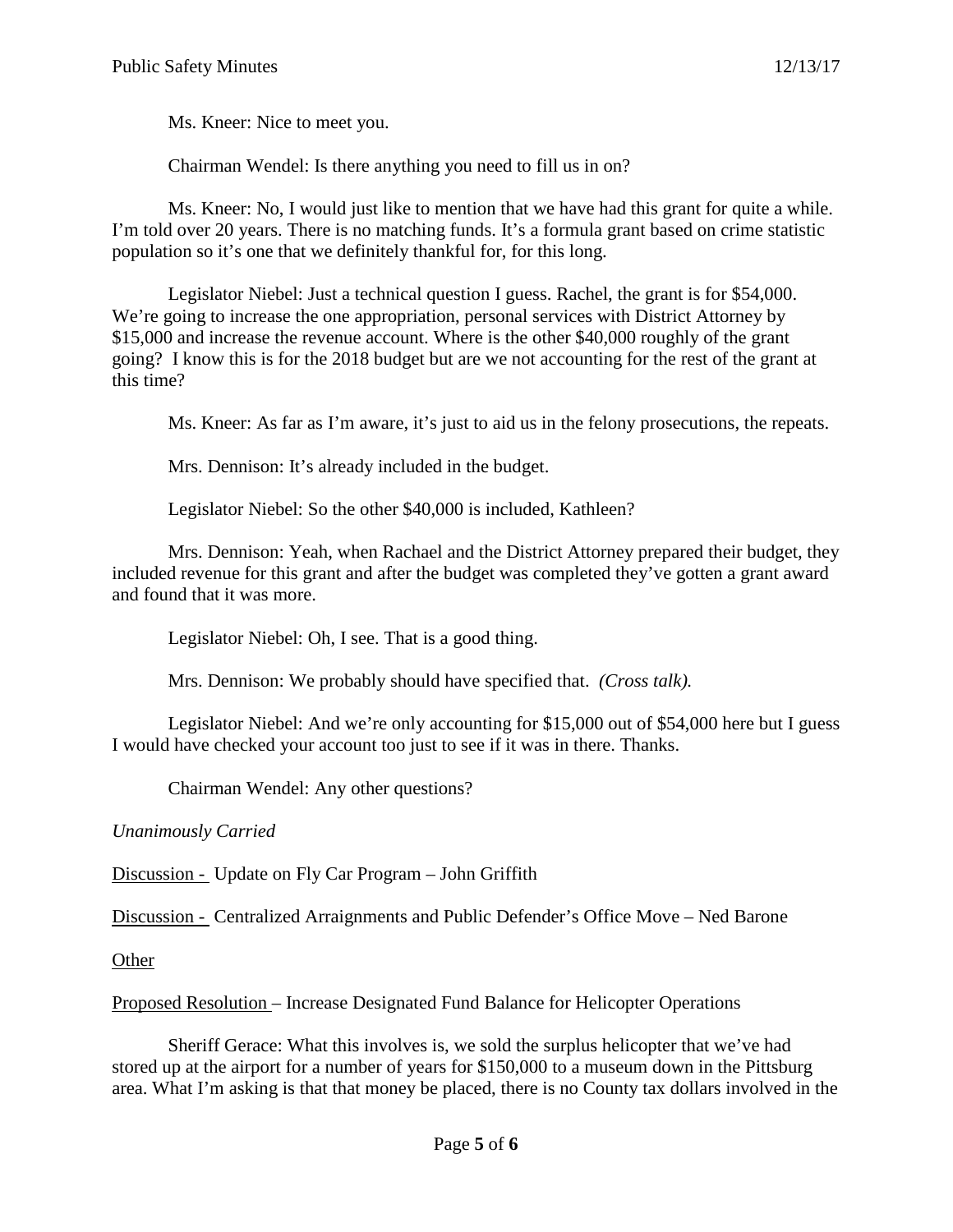Ms. Kneer: Nice to meet you.

Chairman Wendel: Is there anything you need to fill us in on?

Ms. Kneer: No, I would just like to mention that we have had this grant for quite a while. I'm told over 20 years. There is no matching funds. It's a formula grant based on crime statistic population so it's one that we definitely thankful for, for this long.

Legislator Niebel: Just a technical question I guess. Rachel, the grant is for $54,000. We're going to increase the one appropriation, personal services with District Attorney by $15,000 and increase the revenue account. Where is the other $40,000 roughly of the grant going? I know this is for the 2018 budget but are we not accounting for the rest of the grant at this time?

Ms. Kneer: As far as I'm aware, it's just to aid us in the felony prosecutions, the repeats.

Mrs. Dennison: It's already included in the budget.

Legislator Niebel: So the other $40,000 is included, Kathleen?

Mrs. Dennison: Yeah, when Rachael and the District Attorney prepared their budget, they included revenue for this grant and after the budget was completed they've gotten a grant award and found that it was more.

Legislator Niebel: Oh, I see. That is a good thing.

Mrs. Dennison: We probably should have specified that. *(Cross talk).*

Legislator Niebel: And we're only accounting for $15,000 out of $54,000 here but I guess I would have checked your account too just to see if it was in there. Thanks.

Chairman Wendel: Any other questions?

*Unanimously Carried*

Discussion - Update on Fly Car Program – John Griffith

Discussion - Centralized Arraignments and Public Defender's Office Move – Ned Barone

Other

Proposed Resolution – Increase Designated Fund Balance for Helicopter Operations

Sheriff Gerace: What this involves is, we sold the surplus helicopter that we've had stored up at the airport for a number of years for $150,000 to a museum down in the Pittsburg area. What I'm asking is that that money be placed, there is no County tax dollars involved in the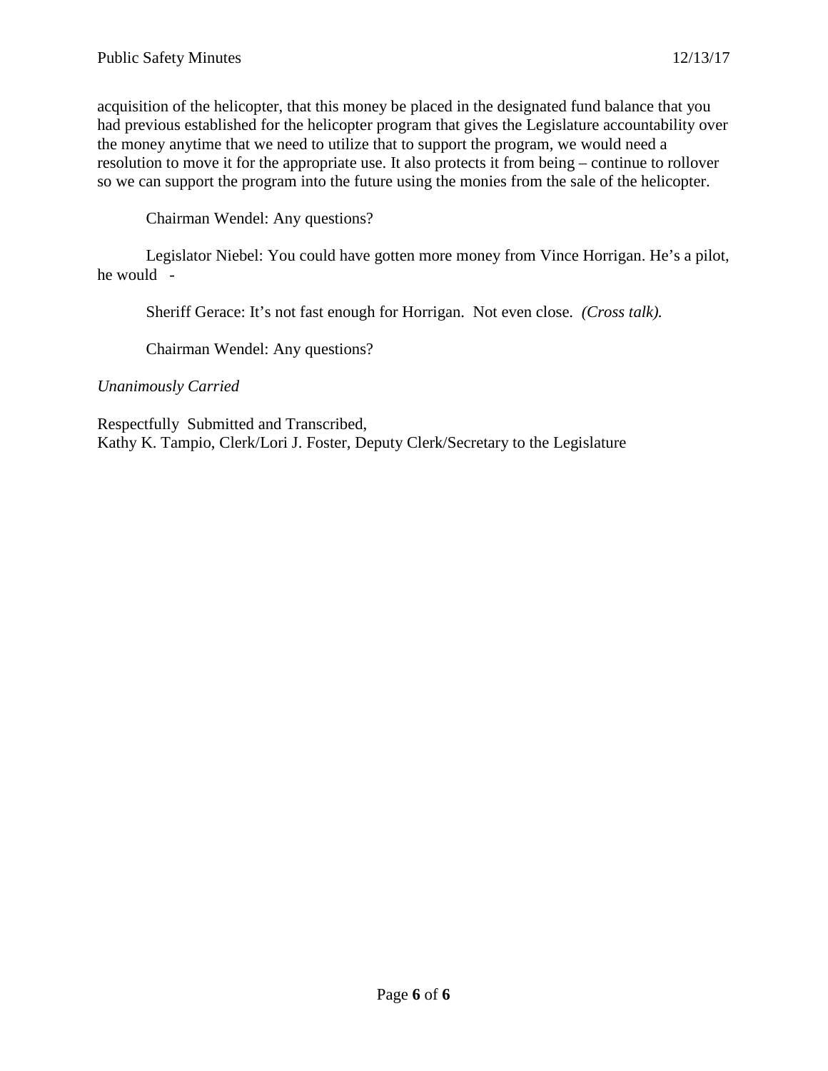acquisition of the helicopter, that this money be placed in the designated fund balance that you had previous established for the helicopter program that gives the Legislature accountability over the money anytime that we need to utilize that to support the program, we would need a resolution to move it for the appropriate use. It also protects it from being – continue to rollover so we can support the program into the future using the monies from the sale of the helicopter.

Chairman Wendel: Any questions?

Legislator Niebel: You could have gotten more money from Vince Horrigan. He's a pilot, he would -

Sheriff Gerace: It's not fast enough for Horrigan. Not even close. *(Cross talk).*

Chairman Wendel: Any questions?

*Unanimously Carried*

Respectfully Submitted and Transcribed,
Kathy K. Tampio, Clerk/Lori J. Foster, Deputy Clerk/Secretary to the Legislature